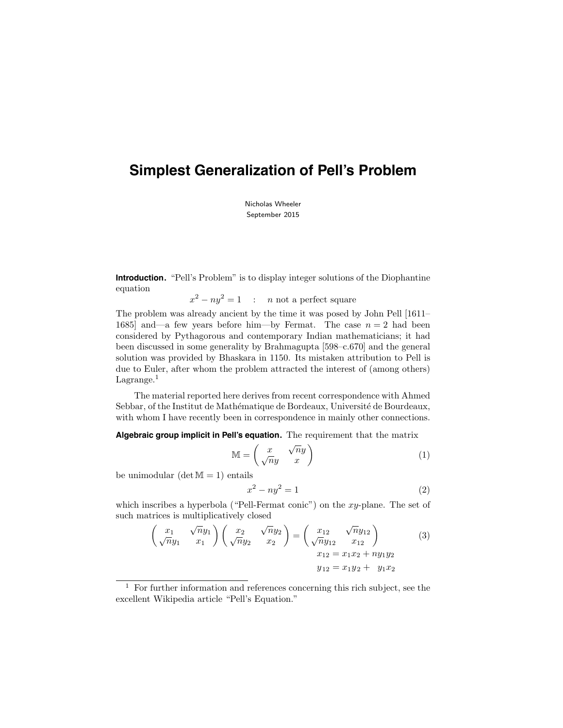# Simplest Generalization of Pell's Problem

Nicholas Wheeler
September 2015

**Introduction.** "Pell's Problem" is to display integer solutions of the Diophantine equation

$$x^2 - ny^2 = 1 \quad : \quad n \text{ not a perfect square}$$

The problem was already ancient by the time it was posed by John Pell [1611–1685] and—a few years before him—by Fermat. The case $n = 2$ had been considered by Pythagorous and contemporary Indian mathematicians; it had been discussed in some generality by Brahmagupta [598–c.670] and the general solution was provided by Bhaskara in 1150. Its mistaken attribution to Pell is due to Euler, after whom the problem attracted the interest of (among others) Lagrange.[1]

The material reported here derives from recent correspondence with Ahmed Sebbar, of the Institut de Mathématique de Bordeaux, Université de Bourdeaux, with whom I have recently been in correspondence in mainly other connections.

**Algebraic group implicit in Pell's equation.** The requirement that the matrix

$$\mathbb{M} = \begin{pmatrix} x & \sqrt{n}y \\ \sqrt{n}y & x \end{pmatrix} \tag{1}$$

be unimodular ($\det \mathbb{M} = 1$) entails

$$x^2 - ny^2 = 1 \tag{2}$$

which inscribes a hyperbola ("Pell-Fermat conic") on the $xy$-plane. The set of such matrices is multiplicatively closed

$$\begin{pmatrix} x_1 & \sqrt{n}y_1 \\ \sqrt{n}y_1 & x_1 \end{pmatrix} \begin{pmatrix} x_2 & \sqrt{n}y_2 \\ \sqrt{n}y_2 & x_2 \end{pmatrix} = \begin{pmatrix} x_{12} & \sqrt{n}y_{12} \\ \sqrt{n}y_{12} & x_{12} \end{pmatrix} \tag{3}$$

$$x_{12} = x_1x_2 + ny_1y_2$$
$$y_{12} = x_1y_2 + \phantom{n}y_1x_2$$

---

[1] For further information and references concerning this rich subject, see the excellent Wikipedia article "Pell's Equation."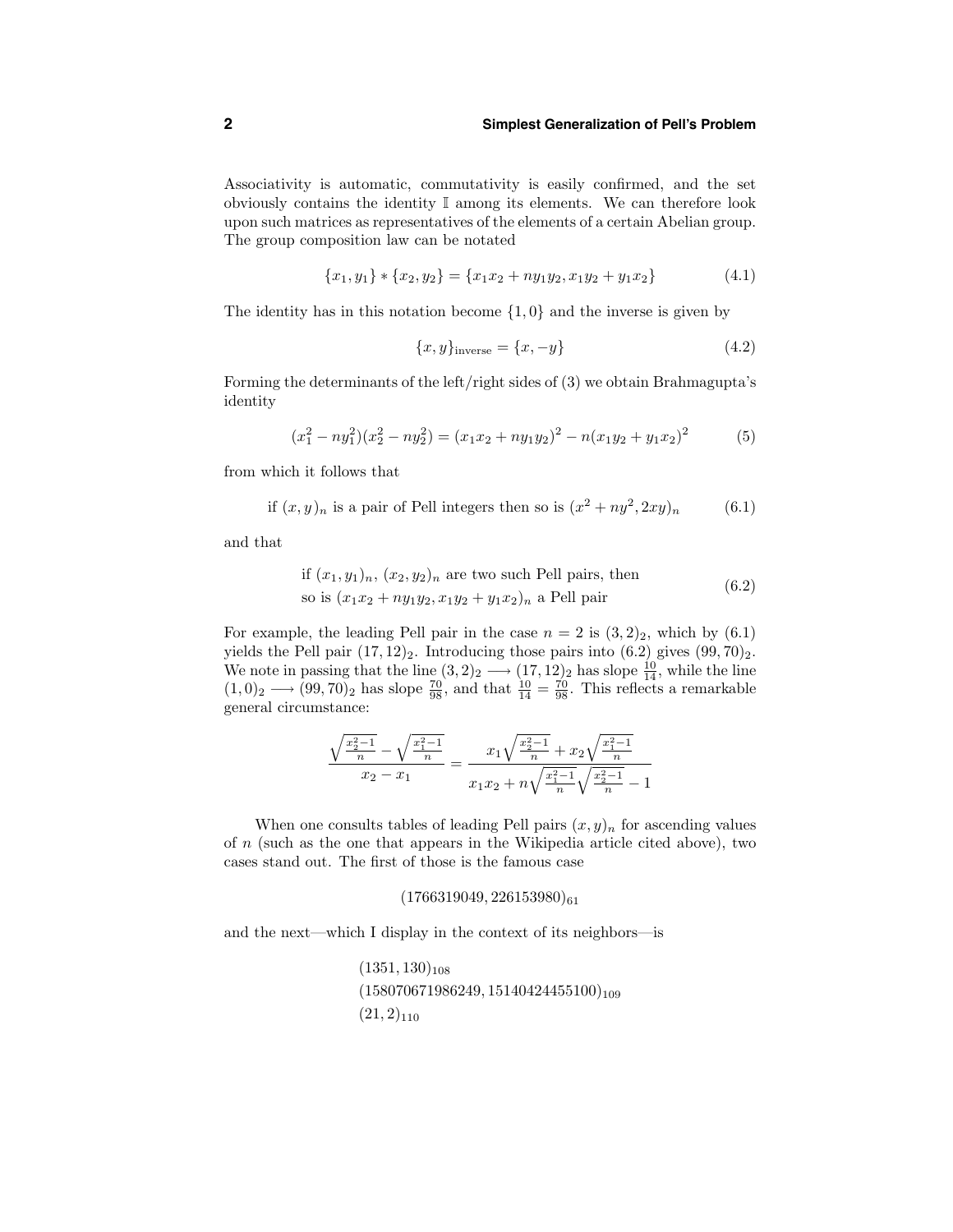Associativity is automatic, commutativity is easily confirmed, and the set obviously contains the identity $\mathbb{I}$ among its elements. We can therefore look upon such matrices as representatives of the elements of a certain Abelian group. The group composition law can be notated

$$\{x_1, y_1\} * \{x_2, y_2\} = \{x_1 x_2 + n y_1 y_2, x_1 y_2 + y_1 x_2\} \tag{4.1}$$

The identity has in this notation become $\{1, 0\}$ and the inverse is given by

$$\{x, y\}_{\text{inverse}} = \{x, -y\} \tag{4.2}$$

Forming the determinants of the left/right sides of (3) we obtain Brahmagupta's identity

$$(x_1^2 - n y_1^2)(x_2^2 - n y_2^2) = (x_1 x_2 + n y_1 y_2)^2 - n(x_1 y_2 + y_1 x_2)^2 \tag{5}$$

from which it follows that

$$\text{if } (x, y)_n \text{ is a pair of Pell integers then so is } (x^2 + n y^2, 2xy)_n \tag{6.1}$$

and that

$$\begin{aligned}&\text{if } (x_1, y_1)_n,\ (x_2, y_2)_n \text{ are two such Pell pairs, then}\\ &\text{so is } (x_1 x_2 + n y_1 y_2, x_1 y_2 + y_1 x_2)_n \text{ a Pell pair}\end{aligned} \tag{6.2}$$

For example, the leading Pell pair in the case $n = 2$ is $(3, 2)_2$, which by (6.1) yields the Pell pair $(17, 12)_2$. Introducing those pairs into (6.2) gives $(99, 70)_2$. We note in passing that the line $(3, 2)_2 \longrightarrow (17, 12)_2$ has slope $\frac{10}{14}$, while the line $(1, 0)_2 \longrightarrow (99, 70)_2$ has slope $\frac{70}{98}$, and that $\frac{10}{14} = \frac{70}{98}$. This reflects a remarkable general circumstance:

$$\frac{\sqrt{\frac{x_2^2-1}{n}} - \sqrt{\frac{x_1^2-1}{n}}}{x_2 - x_1} = \frac{x_1\sqrt{\frac{x_2^2-1}{n}} + x_2\sqrt{\frac{x_1^2-1}{n}}}{x_1 x_2 + n\sqrt{\frac{x_1^2-1}{n}}\sqrt{\frac{x_2^2-1}{n}} - 1}$$

When one consults tables of leading Pell pairs $(x, y)_n$ for ascending values of $n$ (such as the one that appears in the Wikipedia article cited above), two cases stand out. The first of those is the famous case

$$(1766319049, 226153980)_{61}$$

and the next—which I display in the context of its neighbors—is

$$\begin{aligned}&(1351, 130)_{108}\\ &(158070671986249, 15140424455100)_{109}\\ &(21, 2)_{110}\end{aligned}$$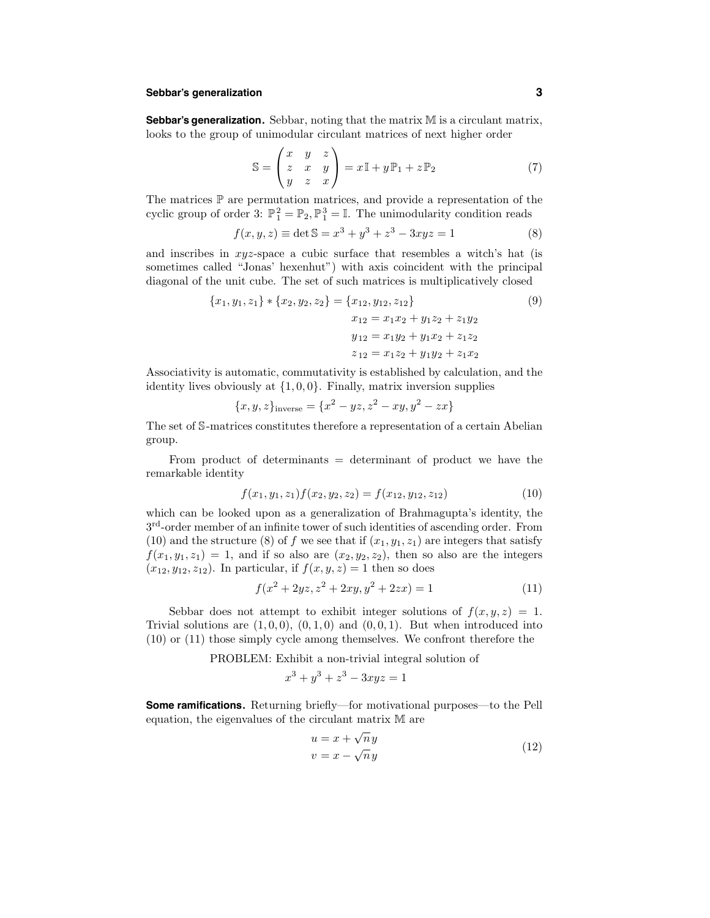**Sebbar's generalization.** Sebbar, noting that the matrix $\mathbb{M}$ is a circulant matrix, looks to the group of unimodular circulant matrices of next higher order

$$\mathbb{S} = \begin{pmatrix} x & y & z \\ z & x & y \\ y & z & x \end{pmatrix} = x\,\mathbb{I} + y\,\mathbb{P}_1 + z\,\mathbb{P}_2 \tag{7}$$

The matrices $\mathbb{P}$ are permutation matrices, and provide a representation of the cyclic group of order 3: $\mathbb{P}_1^2 = \mathbb{P}_2, \mathbb{P}_1^3 = \mathbb{I}$. The unimodularity condition reads

$$f(x, y, z) \equiv \det \mathbb{S} = x^3 + y^3 + z^3 - 3xyz = 1 \tag{8}$$

and inscribes in $xyz$-space a cubic surface that resembles a witch's hat (is sometimes called "Jonas' hexenhut") with axis coincident with the principal diagonal of the unit cube. The set of such matrices is multiplicatively closed

$$\begin{aligned} \{x_1, y_1, z_1\} * \{x_2, y_2, z_2\} &= \{x_{12}, y_{12}, z_{12}\} \\ x_{12} &= x_1x_2 + y_1z_2 + z_1y_2 \\ y_{12} &= x_1y_2 + y_1x_2 + z_1z_2 \\ z_{12} &= x_1z_2 + y_1y_2 + z_1x_2 \end{aligned} \tag{9}$$

Associativity is automatic, commutativity is established by calculation, and the identity lives obviously at $\{1, 0, 0\}$. Finally, matrix inversion supplies

$$\{x, y, z\}_{\text{inverse}} = \{x^2 - yz, z^2 - xy, y^2 - zx\}$$

The set of $\mathbb{S}$-matrices constitutes therefore a representation of a certain Abelian group.

From product of determinants = determinant of product we have the remarkable identity

$$f(x_1, y_1, z_1)f(x_2, y_2, z_2) = f(x_{12}, y_{12}, z_{12}) \tag{10}$$

which can be looked upon as a generalization of Brahmagupta's identity, the 3rd-order member of an infinite tower of such identities of ascending order. From (10) and the structure (8) of $f$ we see that if $(x_1, y_1, z_1)$ are integers that satisfy $f(x_1, y_1, z_1) = 1$, and if so also are $(x_2, y_2, z_2)$, then so also are the integers $(x_{12}, y_{12}, z_{12})$. In particular, if $f(x, y, z) = 1$ then so does

$$f(x^2 + 2yz, z^2 + 2xy, y^2 + 2zx) = 1 \tag{11}$$

Sebbar does not attempt to exhibit integer solutions of $f(x, y, z) = 1$. Trivial solutions are $(1, 0, 0)$, $(0, 1, 0)$ and $(0, 0, 1)$. But when introduced into (10) or (11) those simply cycle among themselves. We confront therefore the

PROBLEM: Exhibit a non-trivial integral solution of

$$x^3 + y^3 + z^3 - 3xyz = 1$$

**Some ramifications.** Returning briefly—for motivational purposes—to the Pell equation, the eigenvalues of the circulant matrix $\mathbb{M}$ are

$$\begin{aligned} u &= x + \sqrt{n}\,y \\ v &= x - \sqrt{n}\,y \end{aligned} \tag{12}$$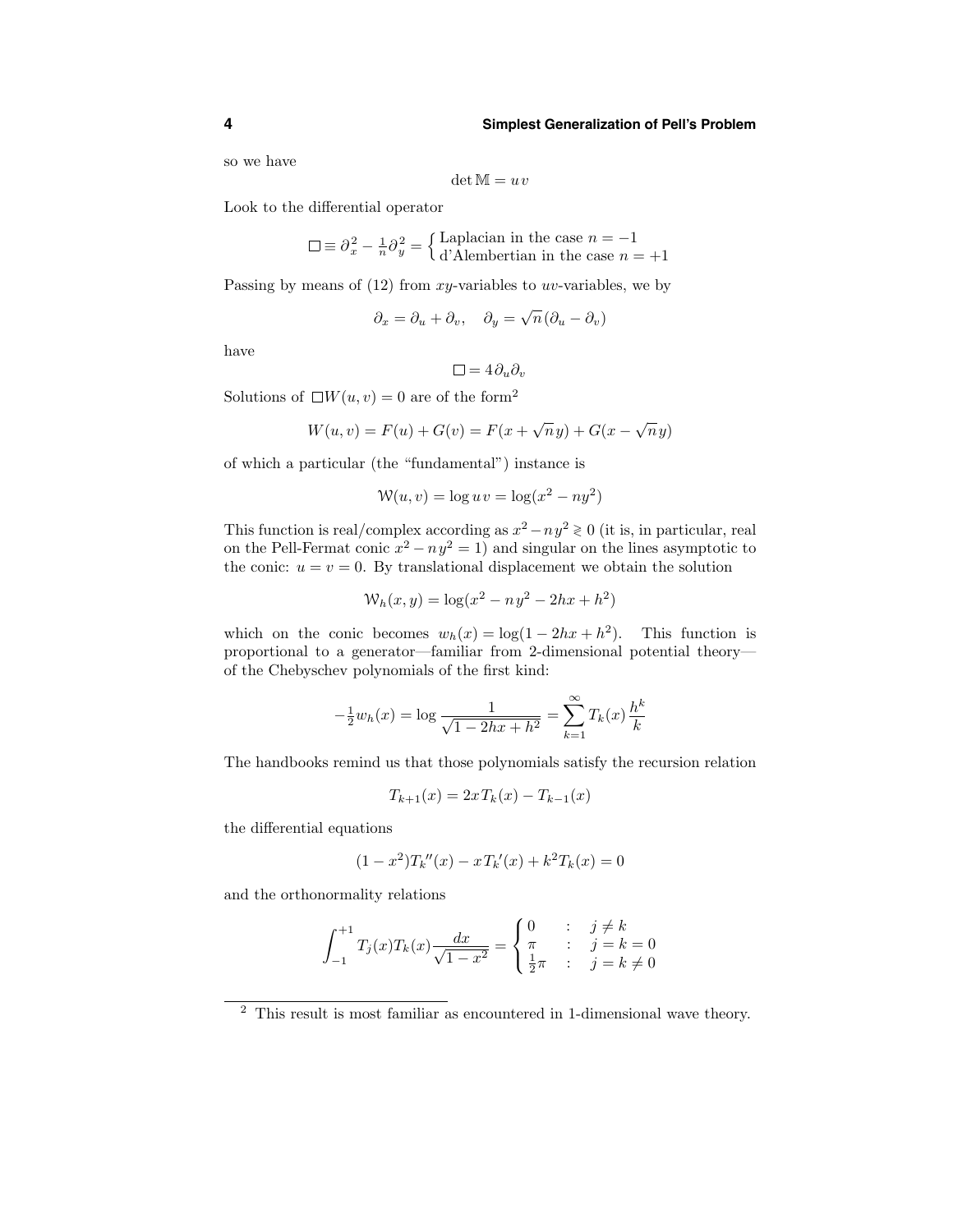so we have

$$\det \mathbb{M} = u\,v$$

Look to the differential operator

$$\Box \equiv \partial_x^2 - \tfrac{1}{n}\partial_y^2 = \begin{cases} \text{Laplacian in the case } n = -1 \\ \text{d'Alembertian in the case } n = +1 \end{cases}$$

Passing by means of (12) from $xy$-variables to $uv$-variables, we by

$$\partial_x = \partial_u + \partial_v, \quad \partial_y = \sqrt{n}\,(\partial_u - \partial_v)$$

have

$$\Box = 4\,\partial_u \partial_v$$

Solutions of $\Box W(u, v) = 0$ are of the form[2]

$$W(u, v) = F(u) + G(v) = F(x + \sqrt{n}\,y) + G(x - \sqrt{n}\,y)$$

of which a particular (the "fundamental") instance is

$$\mathcal{W}(u, v) = \log u\,v = \log(x^2 - ny^2)$$

This function is real/complex according as $x^2 - n\,y^2 \gtrless 0$ (it is, in particular, real on the Pell-Fermat conic $x^2 - n\,y^2 = 1$) and singular on the lines asymptotic to the conic: $u = v = 0$. By translational displacement we obtain the solution

$$\mathcal{W}_h(x, y) = \log(x^2 - n\,y^2 - 2hx + h^2)$$

which on the conic becomes $w_h(x) = \log(1 - 2hx + h^2)$. This function is proportional to a generator—familiar from 2-dimensional potential theory—of the Chebyschev polynomials of the first kind:

$$-\tfrac{1}{2}w_h(x) = \log \frac{1}{\sqrt{1 - 2hx + h^2}} = \sum_{k=1}^{\infty} T_k(x)\,\frac{h^k}{k}$$

The handbooks remind us that those polynomials satisfy the recursion relation

$$T_{k+1}(x) = 2x\,T_k(x) - T_{k-1}(x)$$

the differential equations

$$(1 - x^2)T_k{''}(x) - x\,T_k{'}(x) + k^2 T_k(x) = 0$$

and the orthonormality relations

$$\int_{-1}^{+1} T_j(x) T_k(x) \frac{dx}{\sqrt{1 - x^2}} = \begin{cases} 0 & : \quad j \neq k \\ \pi & : \quad j = k = 0 \\ \tfrac{1}{2}\pi & : \quad j = k \neq 0 \end{cases}$$

---

[2] This result is most familiar as encountered in 1-dimensional wave theory.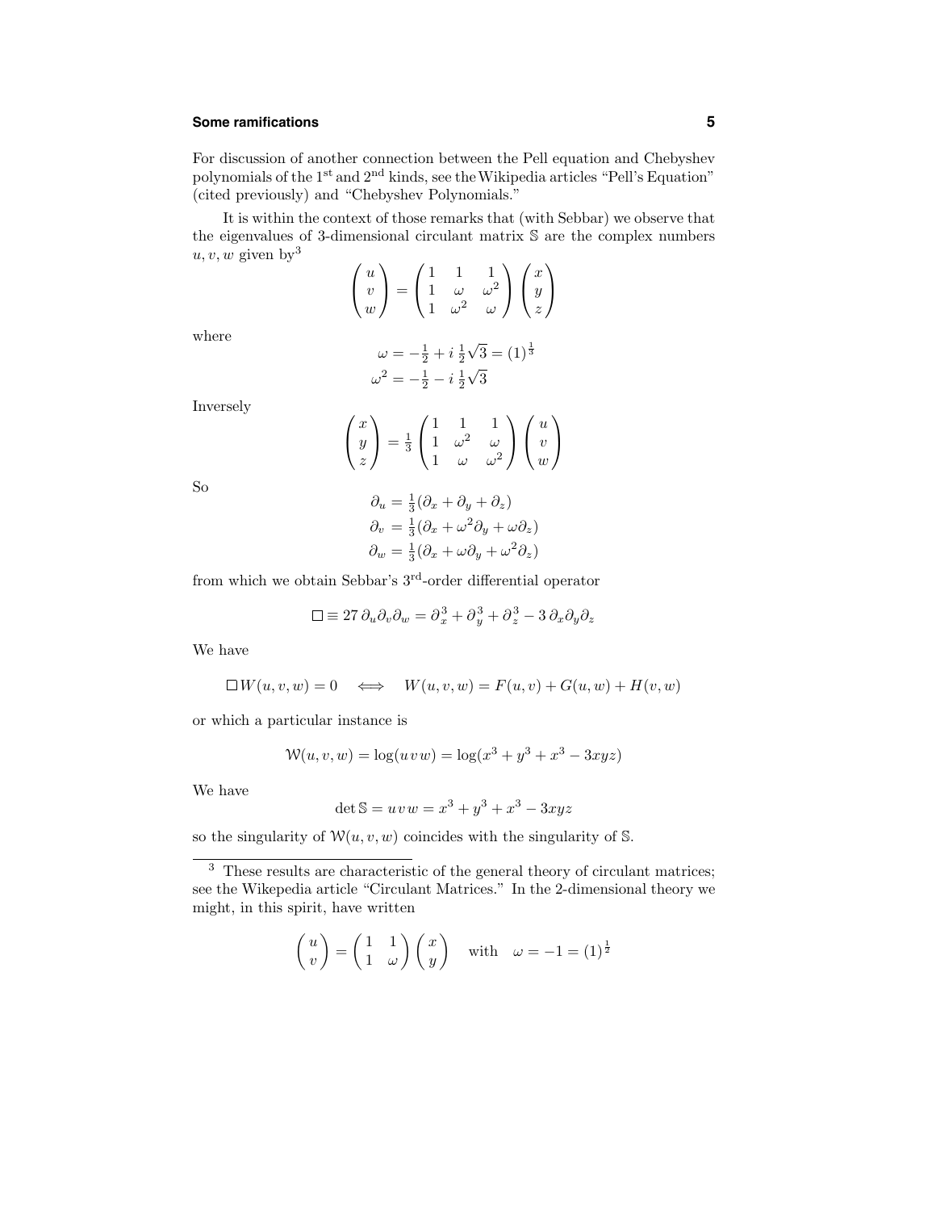For discussion of another connection between the Pell equation and Chebyshev polynomials of the 1st and 2nd kinds, see the Wikipedia articles "Pell's Equation" (cited previously) and "Chebyshev Polynomials."

It is within the context of those remarks that (with Sebbar) we observe that the eigenvalues of 3-dimensional circulant matrix $\mathbb{S}$ are the complex numbers $u, v, w$ given by[3]

$$\begin{pmatrix} u \\ v \\ w \end{pmatrix} = \begin{pmatrix} 1 & 1 & 1 \\ 1 & \omega & \omega^2 \\ 1 & \omega^2 & \omega \end{pmatrix} \begin{pmatrix} x \\ y \\ z \end{pmatrix}$$

where

$$\begin{aligned} \omega &= -\tfrac{1}{2} + i\,\tfrac{1}{2}\sqrt{3} = (1)^{\frac{1}{3}} \\ \omega^2 &= -\tfrac{1}{2} - i\,\tfrac{1}{2}\sqrt{3} \end{aligned}$$

Inversely

$$\begin{pmatrix} x \\ y \\ z \end{pmatrix} = \tfrac{1}{3} \begin{pmatrix} 1 & 1 & 1 \\ 1 & \omega^2 & \omega \\ 1 & \omega & \omega^2 \end{pmatrix} \begin{pmatrix} u \\ v \\ w \end{pmatrix}$$

So

$$\begin{aligned} \partial_u &= \tfrac{1}{3}(\partial_x + \partial_y + \partial_z) \\ \partial_v &= \tfrac{1}{3}(\partial_x + \omega^2\partial_y + \omega\partial_z) \\ \partial_w &= \tfrac{1}{3}(\partial_x + \omega\partial_y + \omega^2\partial_z) \end{aligned}$$

from which we obtain Sebbar's 3rd-order differential operator

$$\Box \equiv 27\,\partial_u\partial_v\partial_w = \partial_x^3 + \partial_y^3 + \partial_z^3 - 3\,\partial_x\partial_y\partial_z$$

We have

$$\Box\, W(u,v,w) = 0 \quad \Longleftrightarrow \quad W(u,v,w) = F(u,v) + G(u,w) + H(v,w)$$

or which a particular instance is

$$\mathcal{W}(u,v,w) = \log(u\,v\,w) = \log(x^3 + y^3 + x^3 - 3xyz)$$

We have

$$\det \mathbb{S} = u\,v\,w = x^3 + y^3 + x^3 - 3xyz$$

so the singularity of $\mathcal{W}(u,v,w)$ coincides with the singularity of $\mathbb{S}$.

---

[3] These results are characteristic of the general theory of circulant matrices; see the Wikepedia article "Circulant Matrices." In the 2-dimensional theory we might, in this spirit, have written

$$\begin{pmatrix} u \\ v \end{pmatrix} = \begin{pmatrix} 1 & 1 \\ 1 & \omega \end{pmatrix} \begin{pmatrix} x \\ y \end{pmatrix} \quad \text{with} \quad \omega = -1 = (1)^{\frac{1}{2}}$$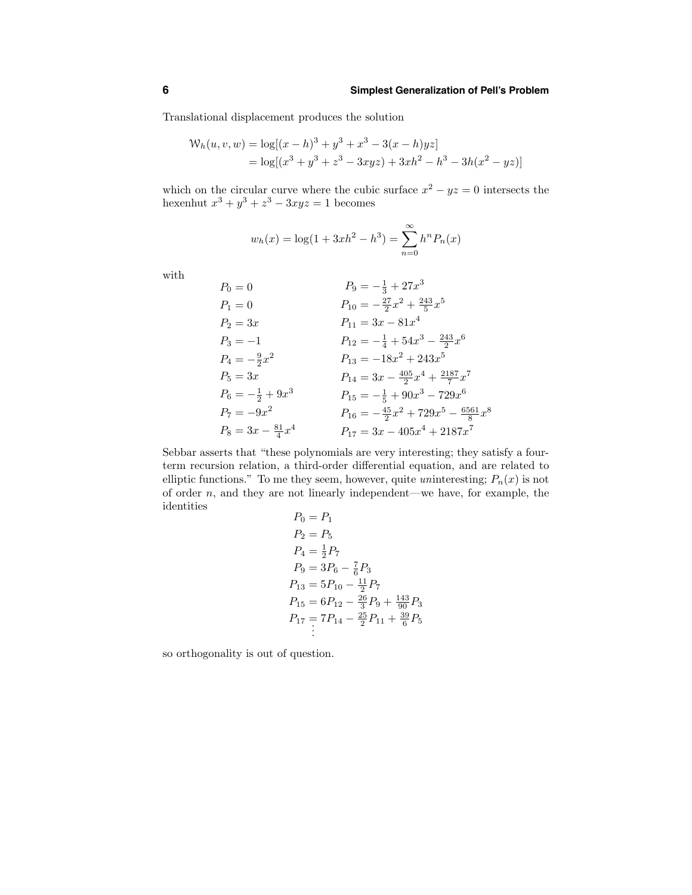Translational displacement produces the solution

$$
\begin{aligned}
\mathcal{W}_h(u, v, w) &= \log[(x-h)^3 + y^3 + x^3 - 3(x-h)yz] \\
&= \log[(x^3 + y^3 + z^3 - 3xyz) + 3xh^2 - h^3 - 3h(x^2 - yz)]
\end{aligned}
$$

which on the circular curve where the cubic surface $x^2 - yz = 0$ intersects the hexenhut $x^3 + y^3 + z^3 - 3xyz = 1$ becomes

$$
w_h(x) = \log(1 + 3xh^2 - h^3) = \sum_{n=0}^{\infty} h^n P_n(x)
$$

with

$$
\begin{aligned}
P_0 &= 0 & P_9 &= -\tfrac{1}{3} + 27x^3 \\
P_1 &= 0 & P_{10} &= -\tfrac{27}{2}x^2 + \tfrac{243}{5}x^5 \\
P_2 &= 3x & P_{11} &= 3x - 81x^4 \\
P_3 &= -1 & P_{12} &= -\tfrac{1}{4} + 54x^3 - \tfrac{243}{2}x^6 \\
P_4 &= -\tfrac{9}{2}x^2 & P_{13} &= -18x^2 + 243x^5 \\
P_5 &= 3x & P_{14} &= 3x - \tfrac{405}{2}x^4 + \tfrac{2187}{7}x^7 \\
P_6 &= -\tfrac{1}{2} + 9x^3 & P_{15} &= -\tfrac{1}{5} + 90x^3 - 729x^6 \\
P_7 &= -9x^2 & P_{16} &= -\tfrac{45}{2}x^2 + 729x^5 - \tfrac{6561}{8}x^8 \\
P_8 &= 3x - \tfrac{81}{4}x^4 & P_{17} &= 3x - 405x^4 + 2187x^7
\end{aligned}
$$

Sebbar asserts that "these polynomials are very interesting; they satisfy a four-term recursion relation, a third-order differential equation, and are related to elliptic functions." To me they seem, however, quite *un*interesting; $P_n(x)$ is not of order $n$, and they are not linearly independent—we have, for example, the identities

$$
\begin{aligned}
P_0 &= P_1 \\
P_2 &= P_5 \\
P_4 &= \tfrac{1}{2}P_7 \\
P_9 &= 3P_6 - \tfrac{7}{6}P_3 \\
P_{13} &= 5P_{10} - \tfrac{11}{2}P_7 \\
P_{15} &= 6P_{12} - \tfrac{26}{3}P_9 + \tfrac{143}{90}P_3 \\
P_{17} &= 7P_{14} - \tfrac{25}{2}P_{11} + \tfrac{39}{6}P_5 \\
&\;\,\vdots
\end{aligned}
$$

so orthogonality is out of question.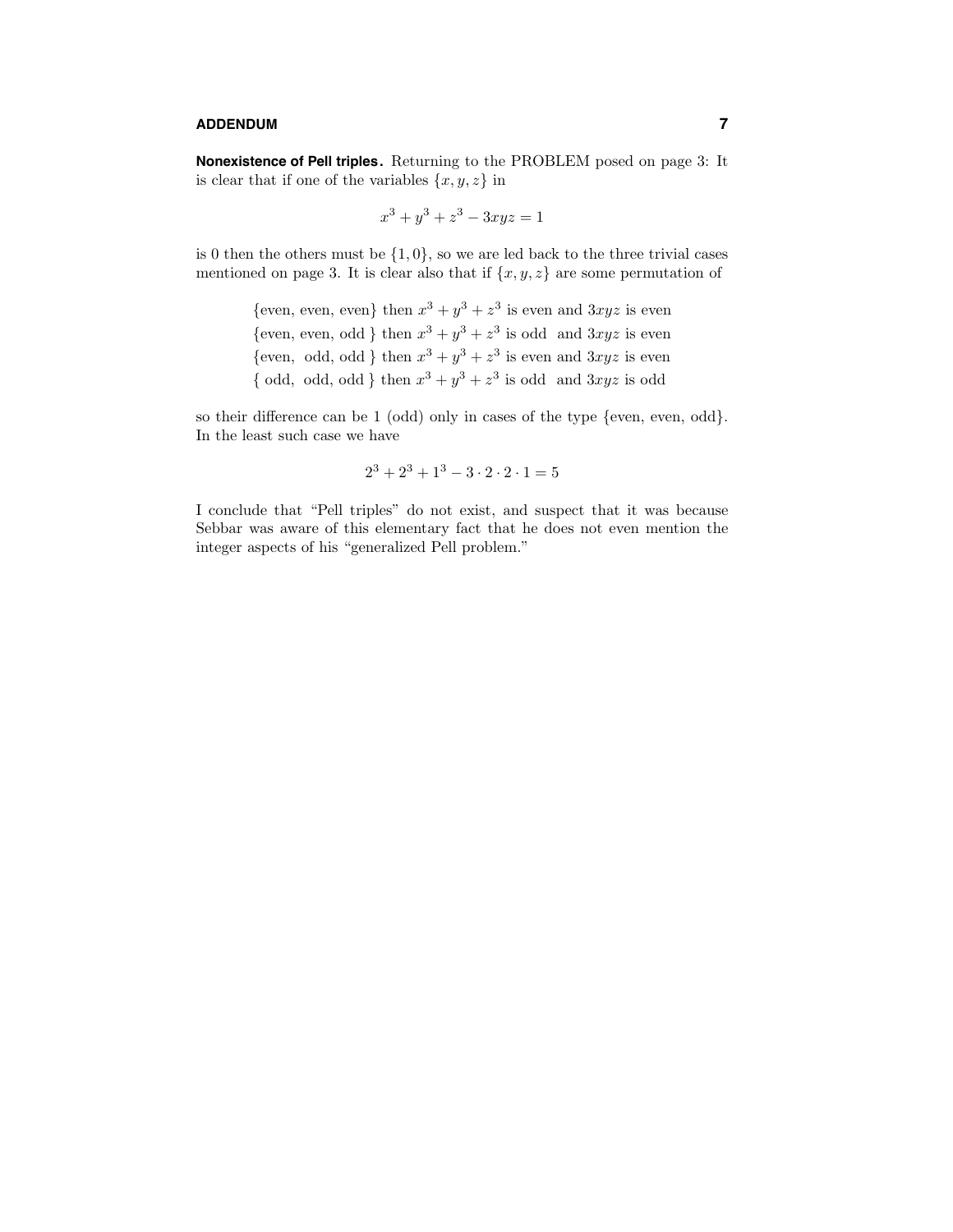**Nonexistence of Pell triples.** Returning to the PROBLEM posed on page 3: It is clear that if one of the variables $\{x, y, z\}$ in

$$x^3 + y^3 + z^3 - 3xyz = 1$$

is 0 then the others must be $\{1, 0\}$, so we are led back to the three trivial cases mentioned on page 3. It is clear also that if $\{x, y, z\}$ are some permutation of

{even, even, even} then $x^3 + y^3 + z^3$ is even and $3xyz$ is even
{even, even, odd } then $x^3 + y^3 + z^3$ is odd and $3xyz$ is even
{even, odd, odd } then $x^3 + y^3 + z^3$ is even and $3xyz$ is even
{ odd, odd, odd } then $x^3 + y^3 + z^3$ is odd and $3xyz$ is odd

so their difference can be 1 (odd) only in cases of the type {even, even, odd}. In the least such case we have

$$2^3 + 2^3 + 1^3 - 3 \cdot 2 \cdot 2 \cdot 1 = 5$$

I conclude that "Pell triples" do not exist, and suspect that it was because Sebbar was aware of this elementary fact that he does not even mention the integer aspects of his "generalized Pell problem."